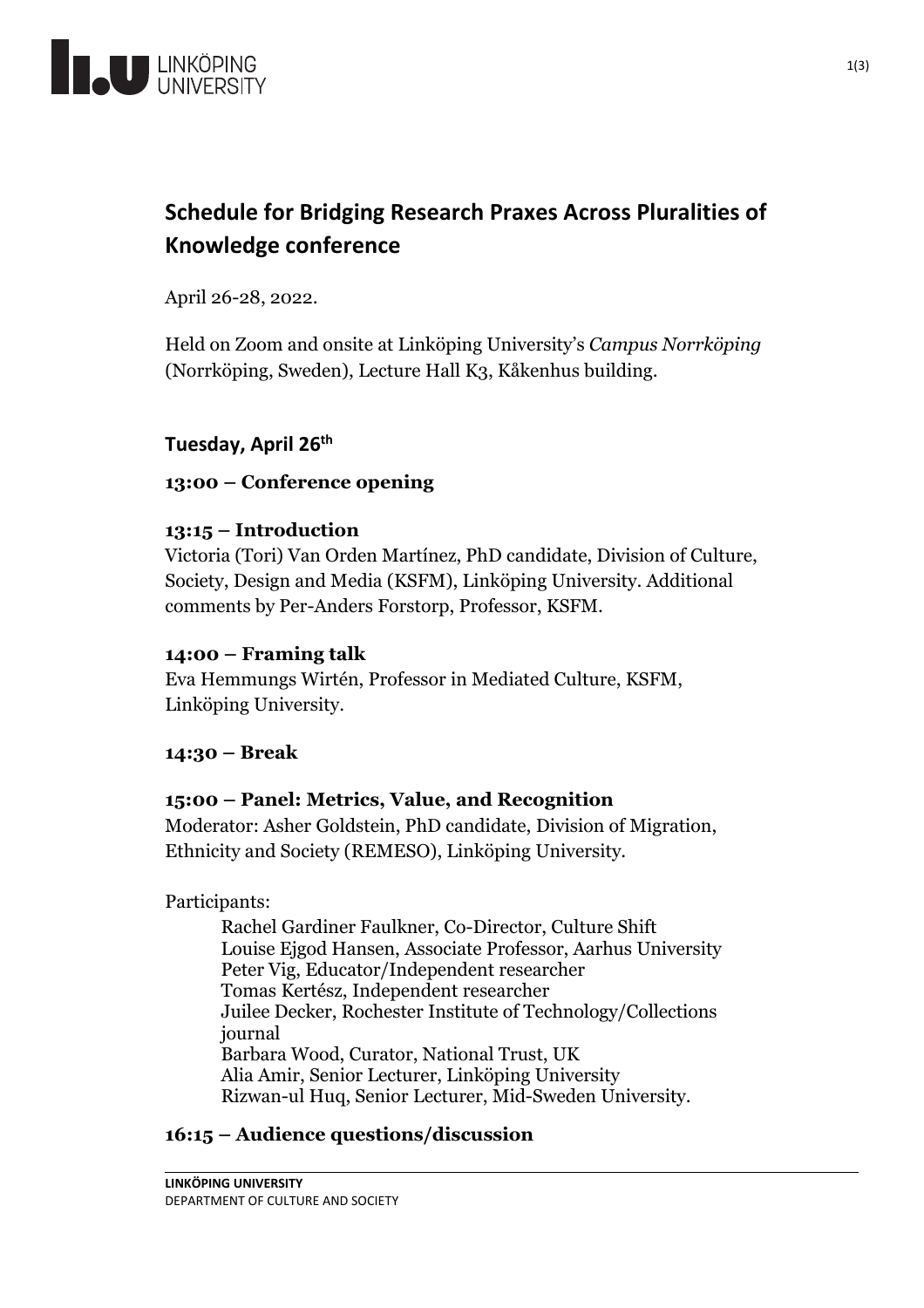# Schedule for Bridging Research Praxes Across Pluralities of Knowledge conference

April 26-28, 2022.

Held on Zoom and onsite at Linköping University's *Campus Norrköping* (Norrköping, Sweden), Lecture Hall K3, Kåkenhus building.

## Tuesday, April 26th

**13:00 – Conference opening**

**13:15 – Introduction**
Victoria (Tori) Van Orden Martínez, PhD candidate, Division of Culture, Society, Design and Media (KSFM), Linköping University. Additional comments by Per-Anders Forstorp, Professor, KSFM.

**14:00 – Framing talk**
Eva Hemmungs Wirtén, Professor in Mediated Culture, KSFM, Linköping University.

**14:30 – Break**

**15:00 – Panel: Metrics, Value, and Recognition**
Moderator: Asher Goldstein, PhD candidate, Division of Migration, Ethnicity and Society (REMESO), Linköping University.

Participants:

- Rachel Gardiner Faulkner, Co-Director, Culture Shift
- Louise Ejgod Hansen, Associate Professor, Aarhus University
- Peter Vig, Educator/Independent researcher
- Tomas Kertész, Independent researcher
- Juilee Decker, Rochester Institute of Technology/Collections journal
- Barbara Wood, Curator, National Trust, UK
- Alia Amir, Senior Lecturer, Linköping University
- Rizwan-ul Huq, Senior Lecturer, Mid-Sweden University.

**16:15 – Audience questions/discussion**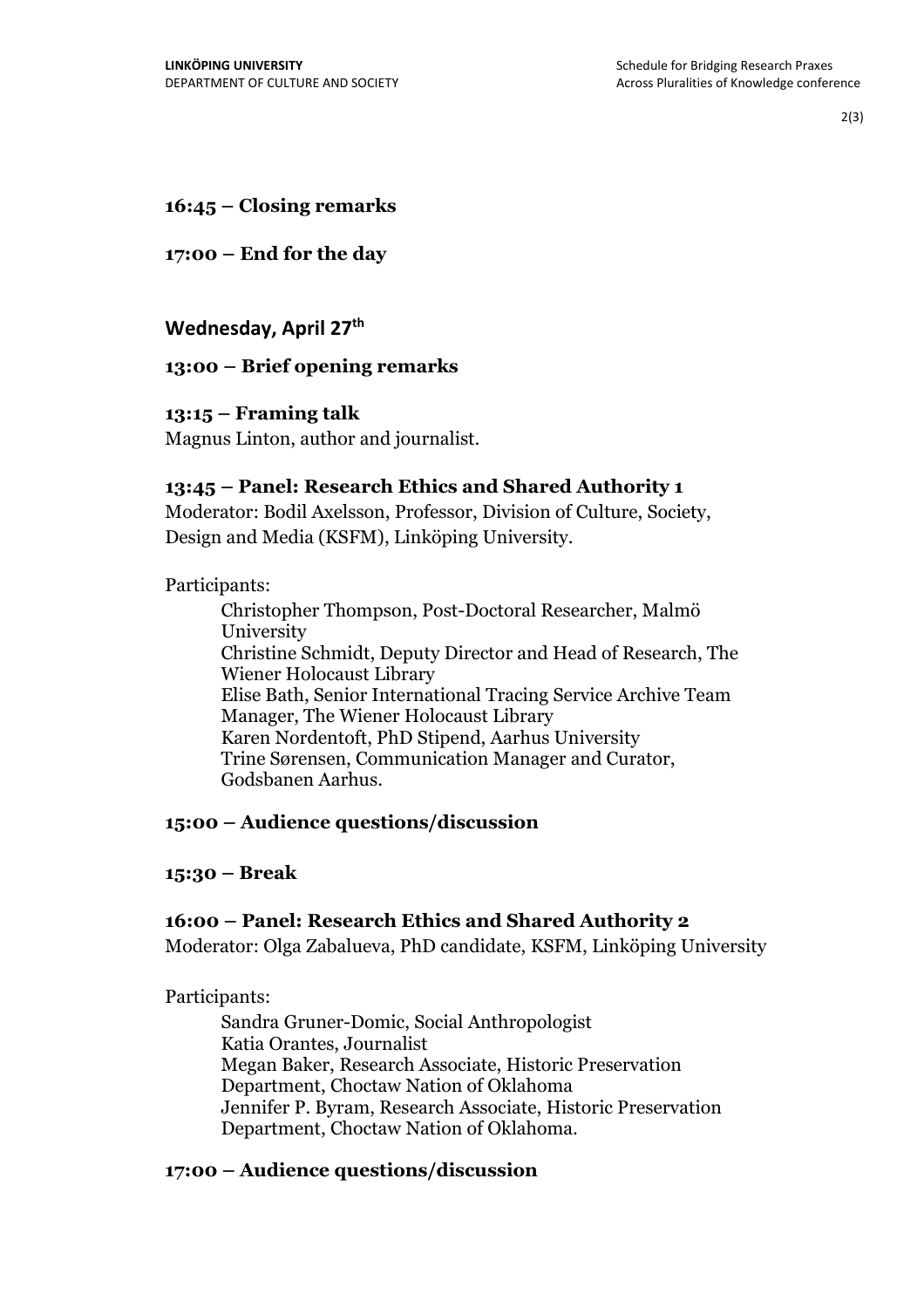**16:45 – Closing remarks**

**17:00 – End for the day**

## Wednesday, April 27th

**13:00 – Brief opening remarks**

**13:15 – Framing talk**
Magnus Linton, author and journalist.

**13:45 – Panel: Research Ethics and Shared Authority 1**
Moderator: Bodil Axelsson, Professor, Division of Culture, Society, Design and Media (KSFM), Linköping University.

Participants:

Christopher Thompson, Post-Doctoral Researcher, Malmö University
Christine Schmidt, Deputy Director and Head of Research, The Wiener Holocaust Library
Elise Bath, Senior International Tracing Service Archive Team Manager, The Wiener Holocaust Library
Karen Nordentoft, PhD Stipend, Aarhus University
Trine Sørensen, Communication Manager and Curator, Godsbanen Aarhus.

**15:00 – Audience questions/discussion**

**15:30 – Break**

**16:00 – Panel: Research Ethics and Shared Authority 2**
Moderator: Olga Zabalueva, PhD candidate, KSFM, Linköping University

Participants:

Sandra Gruner-Domic, Social Anthropologist
Katia Orantes, Journalist
Megan Baker, Research Associate, Historic Preservation Department, Choctaw Nation of Oklahoma
Jennifer P. Byram, Research Associate, Historic Preservation Department, Choctaw Nation of Oklahoma.

**17:00 – Audience questions/discussion**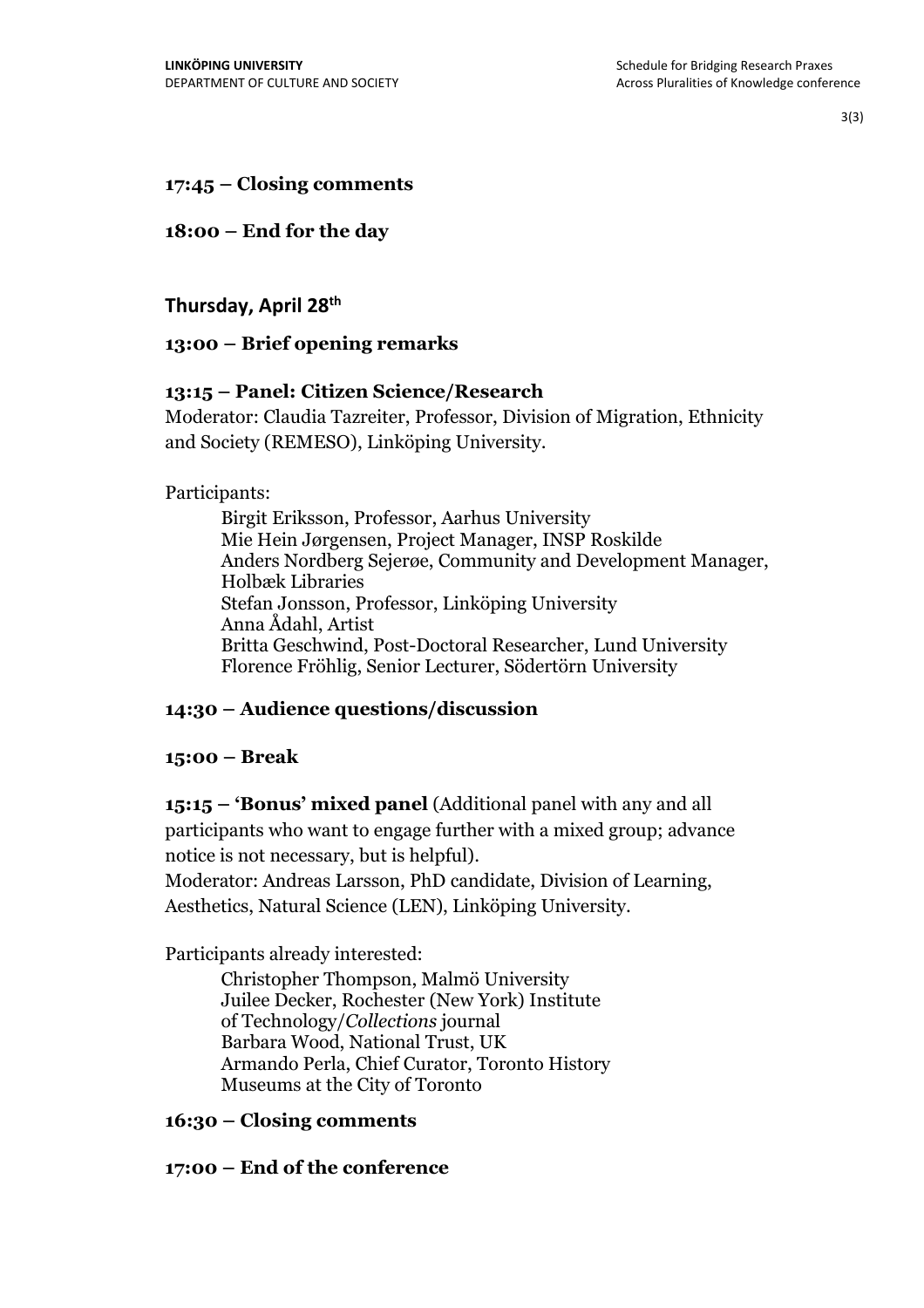**17:45 – Closing comments**

**18:00 – End for the day**

## Thursday, April 28th

**13:00 – Brief opening remarks**

**13:15 – Panel: Citizen Science/Research**
Moderator: Claudia Tazreiter, Professor, Division of Migration, Ethnicity and Society (REMESO), Linköping University.

Participants:

Birgit Eriksson, Professor, Aarhus University
Mie Hein Jørgensen, Project Manager, INSP Roskilde
Anders Nordberg Sejerøe, Community and Development Manager, Holbæk Libraries
Stefan Jonsson, Professor, Linköping University
Anna Ådahl, Artist
Britta Geschwind, Post-Doctoral Researcher, Lund University
Florence Fröhlig, Senior Lecturer, Södertörn University

**14:30 – Audience questions/discussion**

**15:00 – Break**

**15:15 – 'Bonus' mixed panel** (Additional panel with any and all participants who want to engage further with a mixed group; advance notice is not necessary, but is helpful).
Moderator: Andreas Larsson, PhD candidate, Division of Learning, Aesthetics, Natural Science (LEN), Linköping University.

Participants already interested:

Christopher Thompson, Malmö University
Juilee Decker, Rochester (New York) Institute of Technology/*Collections* journal
Barbara Wood, National Trust, UK
Armando Perla, Chief Curator, Toronto History Museums at the City of Toronto

**16:30 – Closing comments**

**17:00 – End of the conference**